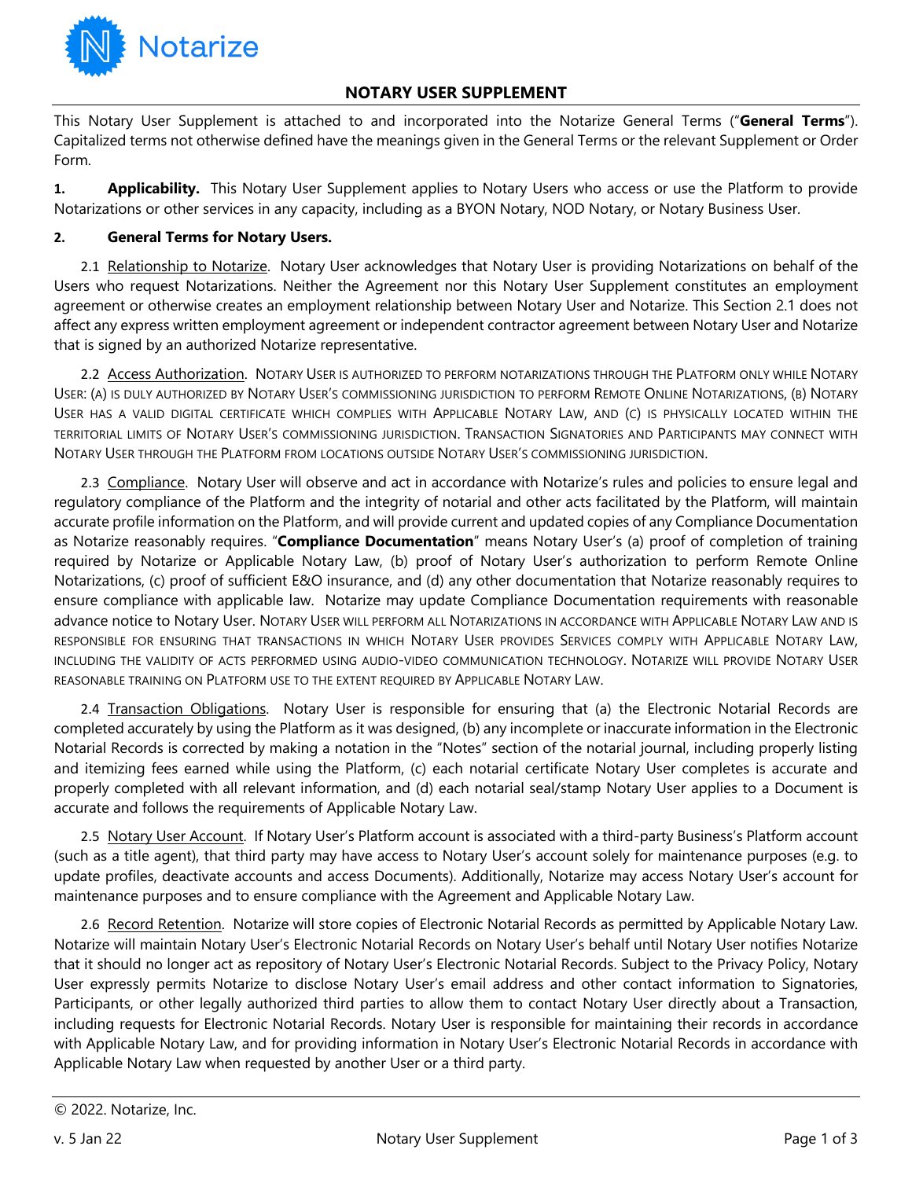# NOTARY USER SUPPLEMENT

This Notary User Supplement is attached to and incorporated into the Notarize General Terms ("**General Terms**"). Capitalized terms not otherwise defined have the meanings given in the General Terms or the relevant Supplement or Order Form.

**1. Applicability.** This Notary User Supplement applies to Notary Users who access or use the Platform to provide Notarizations or other services in any capacity, including as a BYON Notary, NOD Notary, or Notary Business User.

**2. General Terms for Notary Users.**

2.1 Relationship to Notarize. Notary User acknowledges that Notary User is providing Notarizations on behalf of the Users who request Notarizations. Neither the Agreement nor this Notary User Supplement constitutes an employment agreement or otherwise creates an employment relationship between Notary User and Notarize. This Section 2.1 does not affect any express written employment agreement or independent contractor agreement between Notary User and Notarize that is signed by an authorized Notarize representative.

2.2 Access Authorization. NOTARY USER IS AUTHORIZED TO PERFORM NOTARIZATIONS THROUGH THE PLATFORM ONLY WHILE NOTARY USER: (A) IS DULY AUTHORIZED BY NOTARY USER'S COMMISSIONING JURISDICTION TO PERFORM REMOTE ONLINE NOTARIZATIONS, (B) NOTARY USER HAS A VALID DIGITAL CERTIFICATE WHICH COMPLIES WITH APPLICABLE NOTARY LAW, AND (C) IS PHYSICALLY LOCATED WITHIN THE TERRITORIAL LIMITS OF NOTARY USER'S COMMISSIONING JURISDICTION. TRANSACTION SIGNATORIES AND PARTICIPANTS MAY CONNECT WITH NOTARY USER THROUGH THE PLATFORM FROM LOCATIONS OUTSIDE NOTARY USER'S COMMISSIONING JURISDICTION.

2.3 Compliance. Notary User will observe and act in accordance with Notarize's rules and policies to ensure legal and regulatory compliance of the Platform and the integrity of notarial and other acts facilitated by the Platform, will maintain accurate profile information on the Platform, and will provide current and updated copies of any Compliance Documentation as Notarize reasonably requires. "**Compliance Documentation**" means Notary User's (a) proof of completion of training required by Notarize or Applicable Notary Law, (b) proof of Notary User's authorization to perform Remote Online Notarizations, (c) proof of sufficient E&O insurance, and (d) any other documentation that Notarize reasonably requires to ensure compliance with applicable law. Notarize may update Compliance Documentation requirements with reasonable advance notice to Notary User. NOTARY USER WILL PERFORM ALL NOTARIZATIONS IN ACCORDANCE WITH APPLICABLE NOTARY LAW AND IS RESPONSIBLE FOR ENSURING THAT TRANSACTIONS IN WHICH NOTARY USER PROVIDES SERVICES COMPLY WITH APPLICABLE NOTARY LAW, INCLUDING THE VALIDITY OF ACTS PERFORMED USING AUDIO-VIDEO COMMUNICATION TECHNOLOGY. NOTARIZE WILL PROVIDE NOTARY USER REASONABLE TRAINING ON PLATFORM USE TO THE EXTENT REQUIRED BY APPLICABLE NOTARY LAW.

2.4 Transaction Obligations. Notary User is responsible for ensuring that (a) the Electronic Notarial Records are completed accurately by using the Platform as it was designed, (b) any incomplete or inaccurate information in the Electronic Notarial Records is corrected by making a notation in the "Notes" section of the notarial journal, including properly listing and itemizing fees earned while using the Platform, (c) each notarial certificate Notary User completes is accurate and properly completed with all relevant information, and (d) each notarial seal/stamp Notary User applies to a Document is accurate and follows the requirements of Applicable Notary Law.

2.5 Notary User Account. If Notary User's Platform account is associated with a third-party Business's Platform account (such as a title agent), that third party may have access to Notary User's account solely for maintenance purposes (e.g. to update profiles, deactivate accounts and access Documents). Additionally, Notarize may access Notary User's account for maintenance purposes and to ensure compliance with the Agreement and Applicable Notary Law.

2.6 Record Retention. Notarize will store copies of Electronic Notarial Records as permitted by Applicable Notary Law. Notarize will maintain Notary User's Electronic Notarial Records on Notary User's behalf until Notary User notifies Notarize that it should no longer act as repository of Notary User's Electronic Notarial Records. Subject to the Privacy Policy, Notary User expressly permits Notarize to disclose Notary User's email address and other contact information to Signatories, Participants, or other legally authorized third parties to allow them to contact Notary User directly about a Transaction, including requests for Electronic Notarial Records. Notary User is responsible for maintaining their records in accordance with Applicable Notary Law, and for providing information in Notary User's Electronic Notarial Records in accordance with Applicable Notary Law when requested by another User or a third party.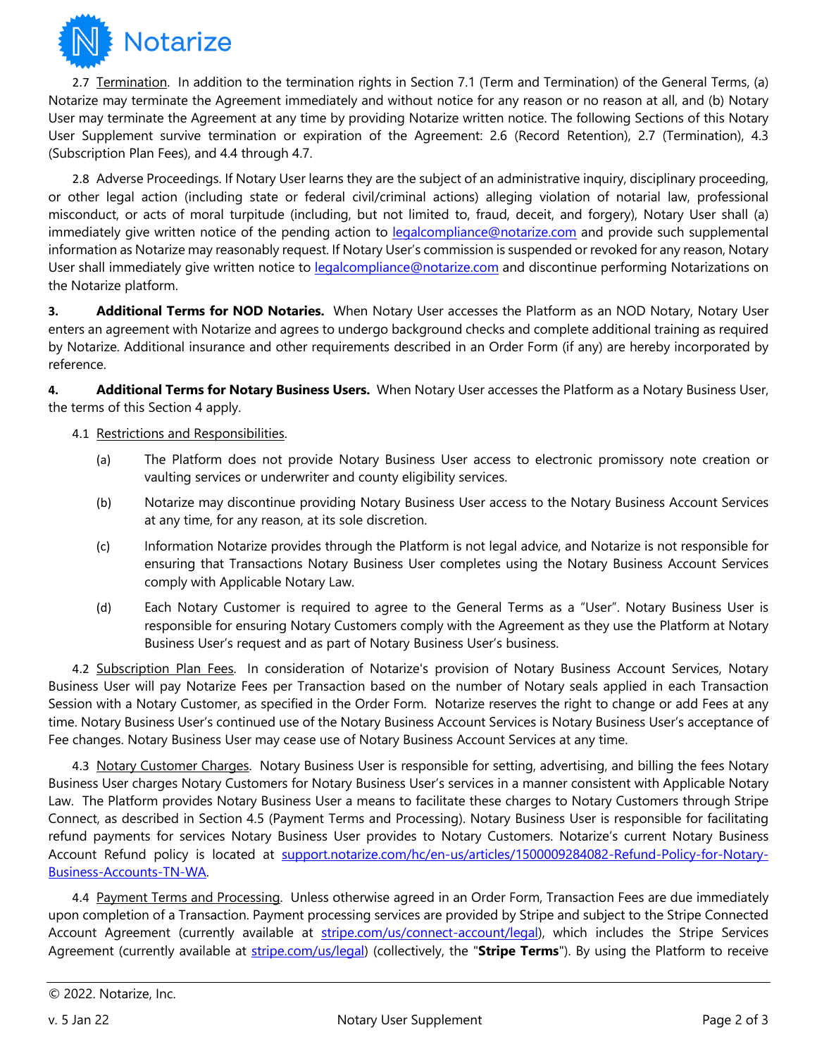2.7 Termination. In addition to the termination rights in Section 7.1 (Term and Termination) of the General Terms, (a) Notarize may terminate the Agreement immediately and without notice for any reason or no reason at all, and (b) Notary User may terminate the Agreement at any time by providing Notarize written notice. The following Sections of this Notary User Supplement survive termination or expiration of the Agreement: 2.6 (Record Retention), 2.7 (Termination), 4.3 (Subscription Plan Fees), and 4.4 through 4.7.

2.8 Adverse Proceedings. If Notary User learns they are the subject of an administrative inquiry, disciplinary proceeding, or other legal action (including state or federal civil/criminal actions) alleging violation of notarial law, professional misconduct, or acts of moral turpitude (including, but not limited to, fraud, deceit, and forgery), Notary User shall (a) immediately give written notice of the pending action to legalcompliance@notarize.com and provide such supplemental information as Notarize may reasonably request. If Notary User's commission is suspended or revoked for any reason, Notary User shall immediately give written notice to legalcompliance@notarize.com and discontinue performing Notarizations on the Notarize platform.

**3. Additional Terms for NOD Notaries.** When Notary User accesses the Platform as an NOD Notary, Notary User enters an agreement with Notarize and agrees to undergo background checks and complete additional training as required by Notarize. Additional insurance and other requirements described in an Order Form (if any) are hereby incorporated by reference.

**4. Additional Terms for Notary Business Users.** When Notary User accesses the Platform as a Notary Business User, the terms of this Section 4 apply.

4.1 Restrictions and Responsibilities.

(a) The Platform does not provide Notary Business User access to electronic promissory note creation or vaulting services or underwriter and county eligibility services.

(b) Notarize may discontinue providing Notary Business User access to the Notary Business Account Services at any time, for any reason, at its sole discretion.

(c) Information Notarize provides through the Platform is not legal advice, and Notarize is not responsible for ensuring that Transactions Notary Business User completes using the Notary Business Account Services comply with Applicable Notary Law.

(d) Each Notary Customer is required to agree to the General Terms as a "User". Notary Business User is responsible for ensuring Notary Customers comply with the Agreement as they use the Platform at Notary Business User's request and as part of Notary Business User's business.

4.2 Subscription Plan Fees. In consideration of Notarize's provision of Notary Business Account Services, Notary Business User will pay Notarize Fees per Transaction based on the number of Notary seals applied in each Transaction Session with a Notary Customer, as specified in the Order Form. Notarize reserves the right to change or add Fees at any time. Notary Business User's continued use of the Notary Business Account Services is Notary Business User's acceptance of Fee changes. Notary Business User may cease use of Notary Business Account Services at any time.

4.3 Notary Customer Charges. Notary Business User is responsible for setting, advertising, and billing the fees Notary Business User charges Notary Customers for Notary Business User's services in a manner consistent with Applicable Notary Law. The Platform provides Notary Business User a means to facilitate these charges to Notary Customers through Stripe Connect, as described in Section 4.5 (Payment Terms and Processing). Notary Business User is responsible for facilitating refund payments for services Notary Business User provides to Notary Customers. Notarize's current Notary Business Account Refund policy is located at support.notarize.com/hc/en-us/articles/1500009284082-Refund-Policy-for-Notary-Business-Accounts-TN-WA.

4.4 Payment Terms and Processing. Unless otherwise agreed in an Order Form, Transaction Fees are due immediately upon completion of a Transaction. Payment processing services are provided by Stripe and subject to the Stripe Connected Account Agreement (currently available at stripe.com/us/connect-account/legal), which includes the Stripe Services Agreement (currently available at stripe.com/us/legal) (collectively, the "**Stripe Terms**"). By using the Platform to receive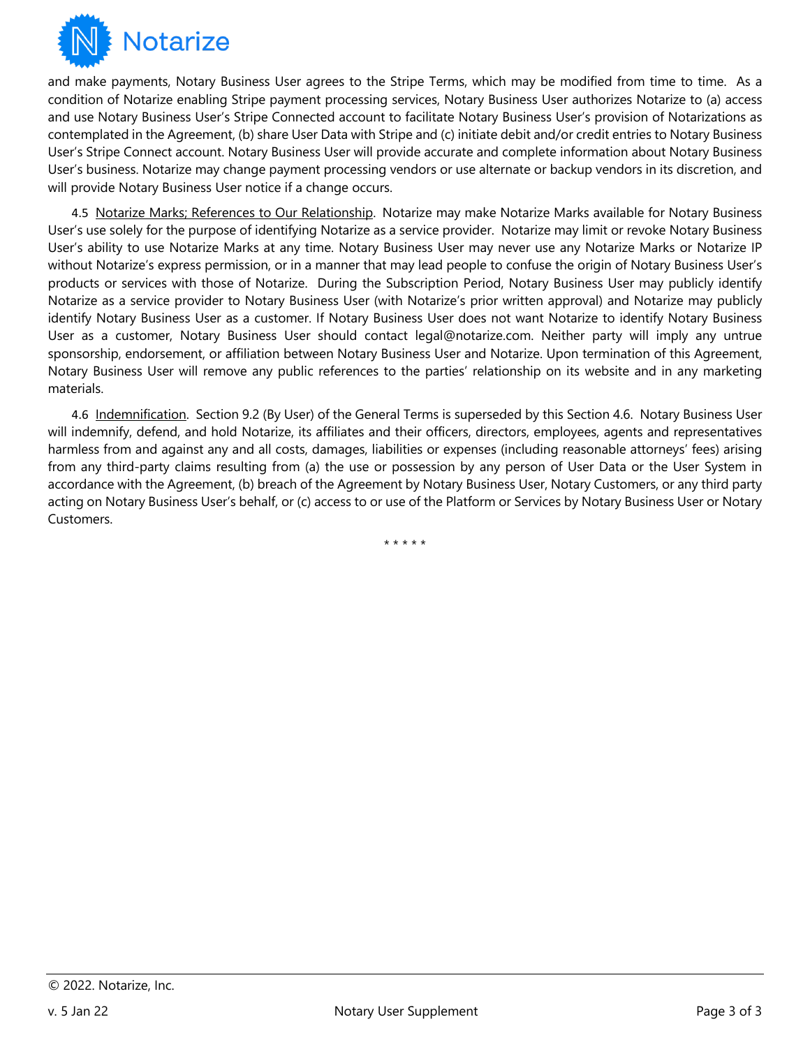and make payments, Notary Business User agrees to the Stripe Terms, which may be modified from time to time. As a condition of Notarize enabling Stripe payment processing services, Notary Business User authorizes Notarize to (a) access and use Notary Business User's Stripe Connected account to facilitate Notary Business User's provision of Notarizations as contemplated in the Agreement, (b) share User Data with Stripe and (c) initiate debit and/or credit entries to Notary Business User's Stripe Connect account. Notary Business User will provide accurate and complete information about Notary Business User's business. Notarize may change payment processing vendors or use alternate or backup vendors in its discretion, and will provide Notary Business User notice if a change occurs.

4.5 Notarize Marks; References to Our Relationship. Notarize may make Notarize Marks available for Notary Business User's use solely for the purpose of identifying Notarize as a service provider. Notarize may limit or revoke Notary Business User's ability to use Notarize Marks at any time. Notary Business User may never use any Notarize Marks or Notarize IP without Notarize's express permission, or in a manner that may lead people to confuse the origin of Notary Business User's products or services with those of Notarize. During the Subscription Period, Notary Business User may publicly identify Notarize as a service provider to Notary Business User (with Notarize's prior written approval) and Notarize may publicly identify Notary Business User as a customer. If Notary Business User does not want Notarize to identify Notary Business User as a customer, Notary Business User should contact legal@notarize.com. Neither party will imply any untrue sponsorship, endorsement, or affiliation between Notary Business User and Notarize. Upon termination of this Agreement, Notary Business User will remove any public references to the parties' relationship on its website and in any marketing materials.

4.6 Indemnification. Section 9.2 (By User) of the General Terms is superseded by this Section 4.6. Notary Business User will indemnify, defend, and hold Notarize, its affiliates and their officers, directors, employees, agents and representatives harmless from and against any and all costs, damages, liabilities or expenses (including reasonable attorneys' fees) arising from any third-party claims resulting from (a) the use or possession by any person of User Data or the User System in accordance with the Agreement, (b) breach of the Agreement by Notary Business User, Notary Customers, or any third party acting on Notary Business User's behalf, or (c) access to or use of the Platform or Services by Notary Business User or Notary Customers.

\* \* \* \* \*